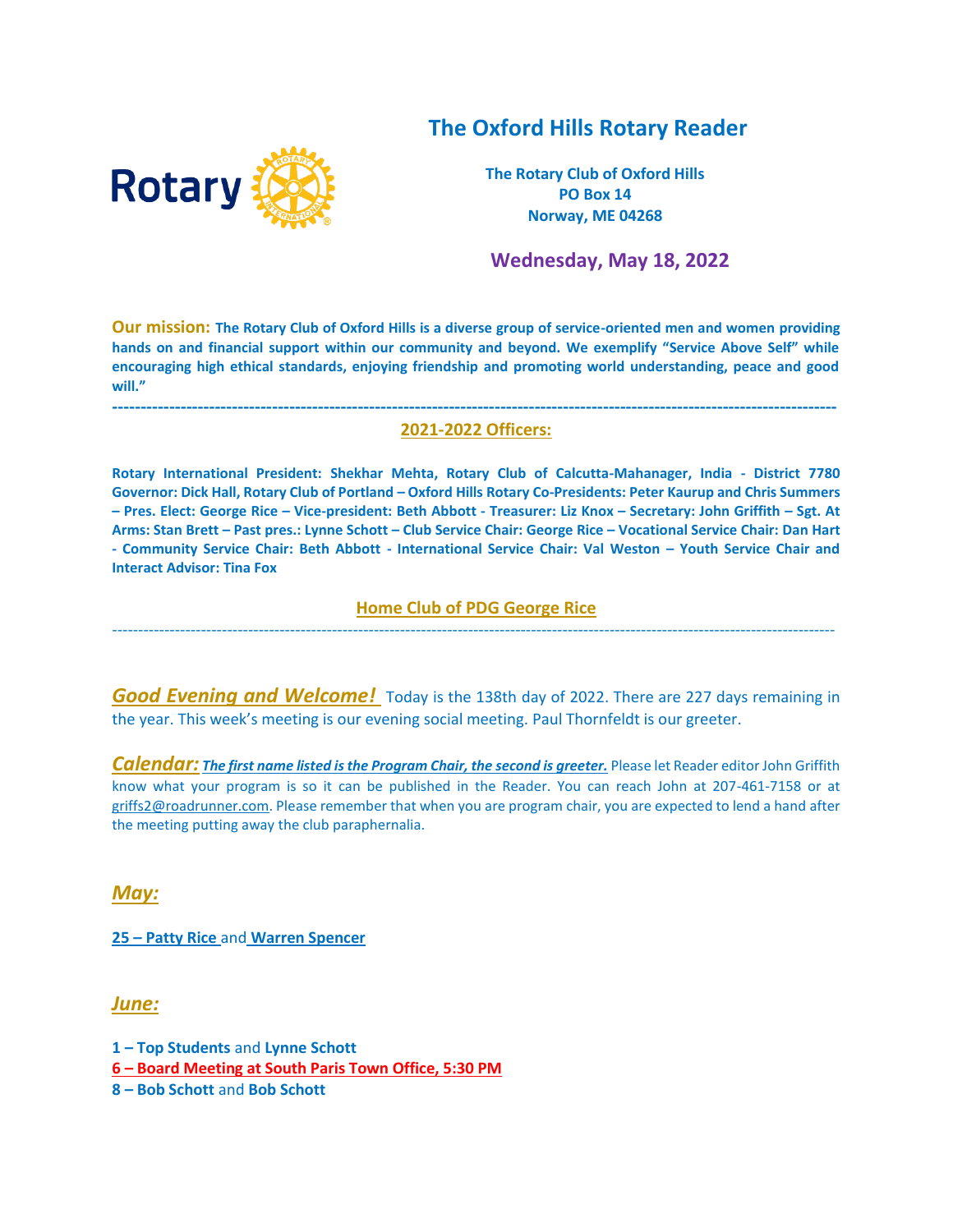# The Oxford Hills Rotary Reader

**The Rotary Club of Oxford Hills**
**PO Box 14**
**Norway, ME 04268**

## Wednesday, May 18, 2022

**Our mission:** **The Rotary Club of Oxford Hills is a diverse group of service-oriented men and women providing hands on and financial support within our community and beyond. We exemplify "Service Above Self" while encouraging high ethical standards, enjoying friendship and promoting world understanding, peace and good will."**

---

## 2021-2022 Officers:

**Rotary International President: Shekhar Mehta, Rotary Club of Calcutta-Mahanager, India - District 7780 Governor: Dick Hall, Rotary Club of Portland – Oxford Hills Rotary Co-Presidents: Peter Kaurup and Chris Summers – Pres. Elect: George Rice – Vice-president: Beth Abbott - Treasurer: Liz Knox – Secretary: John Griffith – Sgt. At Arms: Stan Brett – Past pres.: Lynne Schott – Club Service Chair: George Rice – Vocational Service Chair: Dan Hart - Community Service Chair: Beth Abbott - International Service Chair: Val Weston – Youth Service Chair and Interact Advisor: Tina Fox**

**Home Club of PDG George Rice**

---

***Good Evening and Welcome!*** Today is the 138th day of 2022. There are 227 days remaining in the year. This week's meeting is our evening social meeting. Paul Thornfeldt is our greeter.

***Calendar:*** ***The first name listed is the Program Chair, the second is greeter.*** Please let Reader editor John Griffith know what your program is so it can be published in the Reader. You can reach John at 207-461-7158 or at griffs2@roadrunner.com. Please remember that when you are program chair, you are expected to lend a hand after the meeting putting away the club paraphernalia.

### *May:*

**25 – Patty Rice** and **Warren Spencer**

### *June:*

**1 – Top Students** and **Lynne Schott**
**6 – Board Meeting at South Paris Town Office, 5:30 PM**
**8 – Bob Schott** and **Bob Schott**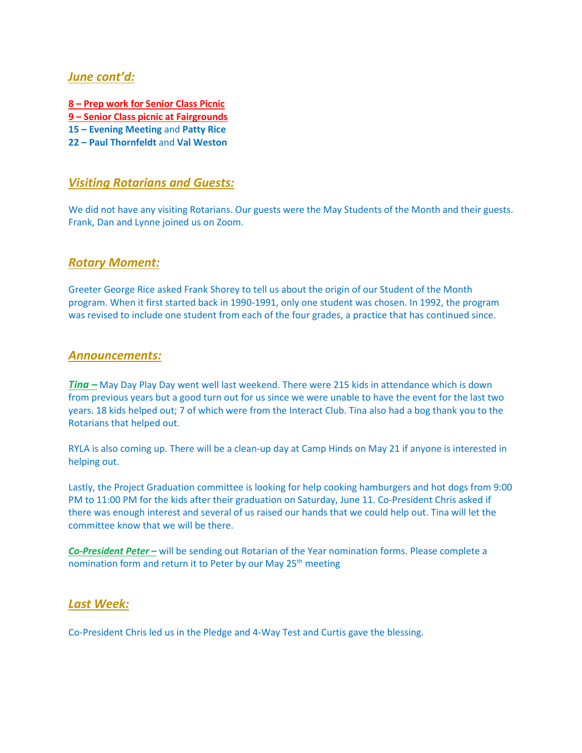## *June cont'd:*

**8 – Prep work for Senior Class Picnic**
**9 – Senior Class picnic at Fairgrounds**
**15 – Evening Meeting** and **Patty Rice**
**22 – Paul Thornfeldt** and **Val Weston**

## *Visiting Rotarians and Guests:*

We did not have any visiting Rotarians. Our guests were the May Students of the Month and their guests. Frank, Dan and Lynne joined us on Zoom.

## *Rotary Moment:*

Greeter George Rice asked Frank Shorey to tell us about the origin of our Student of the Month program. When it first started back in 1990-1991, only one student was chosen. In 1992, the program was revised to include one student from each of the four grades, a practice that has continued since.

## *Announcements:*

***Tina –*** May Day Play Day went well last weekend. There were 215 kids in attendance which is down from previous years but a good turn out for us since we were unable to have the event for the last two years. 18 kids helped out; 7 of which were from the Interact Club. Tina also had a bog thank you to the Rotarians that helped out.

RYLA is also coming up. There will be a clean-up day at Camp Hinds on May 21 if anyone is interested in helping out.

Lastly, the Project Graduation committee is looking for help cooking hamburgers and hot dogs from 9:00 PM to 11:00 PM for the kids after their graduation on Saturday, June 11. Co-President Chris asked if there was enough interest and several of us raised our hands that we could help out. Tina will let the committee know that we will be there.

***Co-President Peter –*** will be sending out Rotarian of the Year nomination forms. Please complete a nomination form and return it to Peter by our May 25th meeting

## *Last Week:*

Co-President Chris led us in the Pledge and 4-Way Test and Curtis gave the blessing.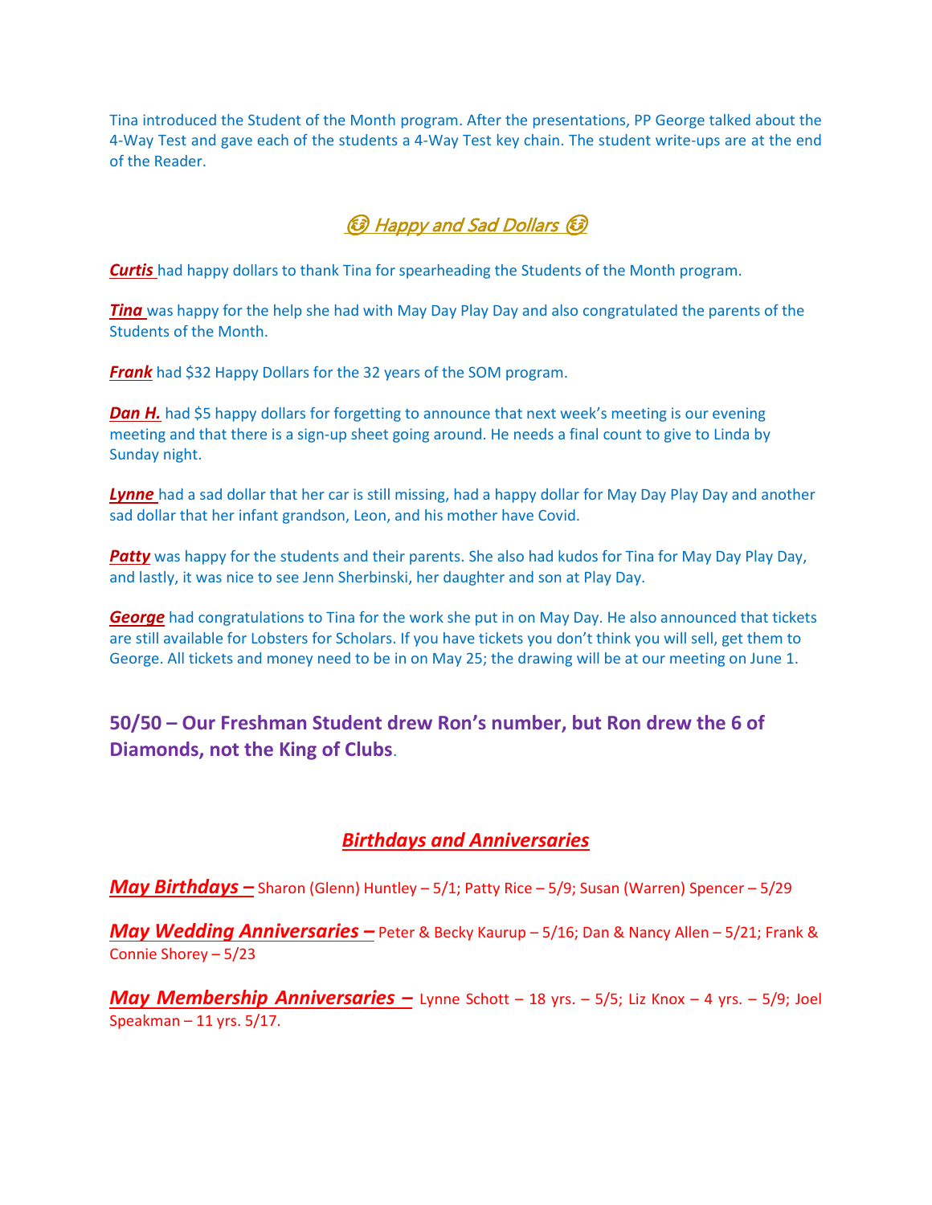Tina introduced the Student of the Month program. After the presentations, PP George talked about the 4-Way Test and gave each of the students a 4-Way Test key chain. The student write-ups are at the end of the Reader.

## 😂 *Happy and Sad Dollars* 😂

***Curtis*** had happy dollars to thank Tina for spearheading the Students of the Month program.

***Tina*** was happy for the help she had with May Day Play Day and also congratulated the parents of the Students of the Month.

***Frank*** had $32 Happy Dollars for the 32 years of the SOM program.

***Dan H.*** had $5 happy dollars for forgetting to announce that next week's meeting is our evening meeting and that there is a sign-up sheet going around. He needs a final count to give to Linda by Sunday night.

***Lynne*** had a sad dollar that her car is still missing, had a happy dollar for May Day Play Day and another sad dollar that her infant grandson, Leon, and his mother have Covid.

***Patty*** was happy for the students and their parents. She also had kudos for Tina for May Day Play Day, and lastly, it was nice to see Jenn Sherbinski, her daughter and son at Play Day.

***George*** had congratulations to Tina for the work she put in on May Day. He also announced that tickets are still available for Lobsters for Scholars. If you have tickets you don't think you will sell, get them to George. All tickets and money need to be in on May 25; the drawing will be at our meeting on June 1.

**50/50 – Our Freshman Student drew Ron's number, but Ron drew the 6 of Diamonds, not the King of Clubs**.

## *Birthdays and Anniversaries*

***May Birthdays –*** Sharon (Glenn) Huntley – 5/1; Patty Rice – 5/9; Susan (Warren) Spencer – 5/29

***May Wedding Anniversaries –*** Peter & Becky Kaurup – 5/16; Dan & Nancy Allen – 5/21; Frank & Connie Shorey – 5/23

***May Membership Anniversaries –*** Lynne Schott – 18 yrs. – 5/5; Liz Knox – 4 yrs. – 5/9; Joel Speakman – 11 yrs. 5/17.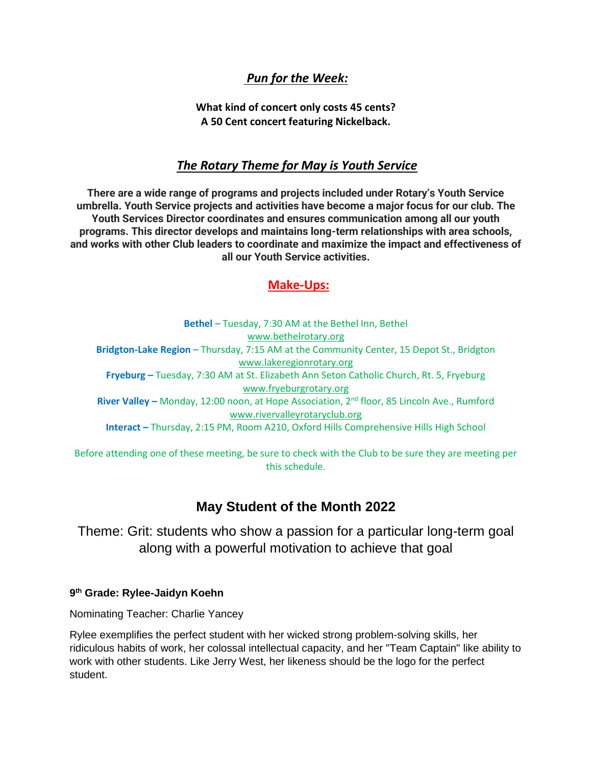## *Pun for the Week:*

**What kind of concert only costs 45 cents?**
**A 50 Cent concert featuring Nickelback.**

## *The Rotary Theme for May is Youth Service*

**There are a wide range of programs and projects included under Rotary's Youth Service umbrella. Youth Service projects and activities have become a major focus for our club. The Youth Services Director coordinates and ensures communication among all our youth programs. This director develops and maintains long-term relationships with area schools, and works with other Club leaders to coordinate and maximize the impact and effectiveness of all our Youth Service activities.**

## Make-Ups:

**Bethel** – Tuesday, 7:30 AM at the Bethel Inn, Bethel
www.bethelrotary.org

**Bridgton-Lake Region** – Thursday, 7:15 AM at the Community Center, 15 Depot St., Bridgton
www.lakeregionrotary.org

**Fryeburg –** Tuesday, 7:30 AM at St. Elizabeth Ann Seton Catholic Church, Rt. 5, Fryeburg
www.fryeburgrotary.org

**River Valley –** Monday, 12:00 noon, at Hope Association, 2nd floor, 85 Lincoln Ave., Rumford
www.rivervalleyrotaryclub.org

**Interact –** Thursday, 2:15 PM, Room A210, Oxford Hills Comprehensive Hills High School

Before attending one of these meeting, be sure to check with the Club to be sure they are meeting per this schedule.

## May Student of the Month 2022

Theme: Grit: students who show a passion for a particular long-term goal along with a powerful motivation to achieve that goal

**9th Grade: Rylee-Jaidyn Koehn**

Nominating Teacher: Charlie Yancey

Rylee exemplifies the perfect student with her wicked strong problem-solving skills, her ridiculous habits of work, her colossal intellectual capacity, and her "Team Captain" like ability to work with other students. Like Jerry West, her likeness should be the logo for the perfect student.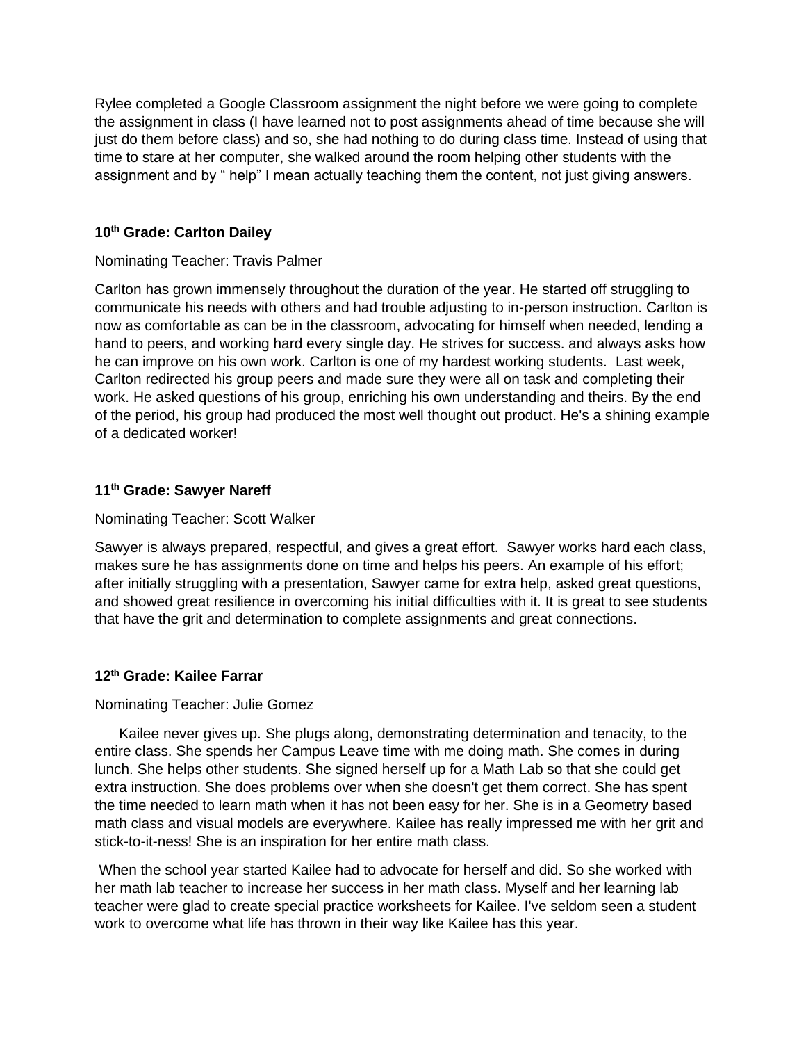Rylee completed a Google Classroom assignment the night before we were going to complete the assignment in class (I have learned not to post assignments ahead of time because she will just do them before class) and so, she had nothing to do during class time. Instead of using that time to stare at her computer, she walked around the room helping other students with the assignment and by " help" I mean actually teaching them the content, not just giving answers.

**10th Grade: Carlton Dailey**

Nominating Teacher: Travis Palmer

Carlton has grown immensely throughout the duration of the year. He started off struggling to communicate his needs with others and had trouble adjusting to in-person instruction. Carlton is now as comfortable as can be in the classroom, advocating for himself when needed, lending a hand to peers, and working hard every single day. He strives for success. and always asks how he can improve on his own work. Carlton is one of my hardest working students. Last week, Carlton redirected his group peers and made sure they were all on task and completing their work. He asked questions of his group, enriching his own understanding and theirs. By the end of the period, his group had produced the most well thought out product. He's a shining example of a dedicated worker!

**11th Grade: Sawyer Nareff**

Nominating Teacher: Scott Walker

Sawyer is always prepared, respectful, and gives a great effort. Sawyer works hard each class, makes sure he has assignments done on time and helps his peers. An example of his effort; after initially struggling with a presentation, Sawyer came for extra help, asked great questions, and showed great resilience in overcoming his initial difficulties with it. It is great to see students that have the grit and determination to complete assignments and great connections.

**12th Grade: Kailee Farrar**

Nominating Teacher: Julie Gomez

Kailee never gives up. She plugs along, demonstrating determination and tenacity, to the entire class. She spends her Campus Leave time with me doing math. She comes in during lunch. She helps other students. She signed herself up for a Math Lab so that she could get extra instruction. She does problems over when she doesn't get them correct. She has spent the time needed to learn math when it has not been easy for her. She is in a Geometry based math class and visual models are everywhere. Kailee has really impressed me with her grit and stick-to-it-ness! She is an inspiration for her entire math class.

When the school year started Kailee had to advocate for herself and did. So she worked with her math lab teacher to increase her success in her math class. Myself and her learning lab teacher were glad to create special practice worksheets for Kailee. I've seldom seen a student work to overcome what life has thrown in their way like Kailee has this year.